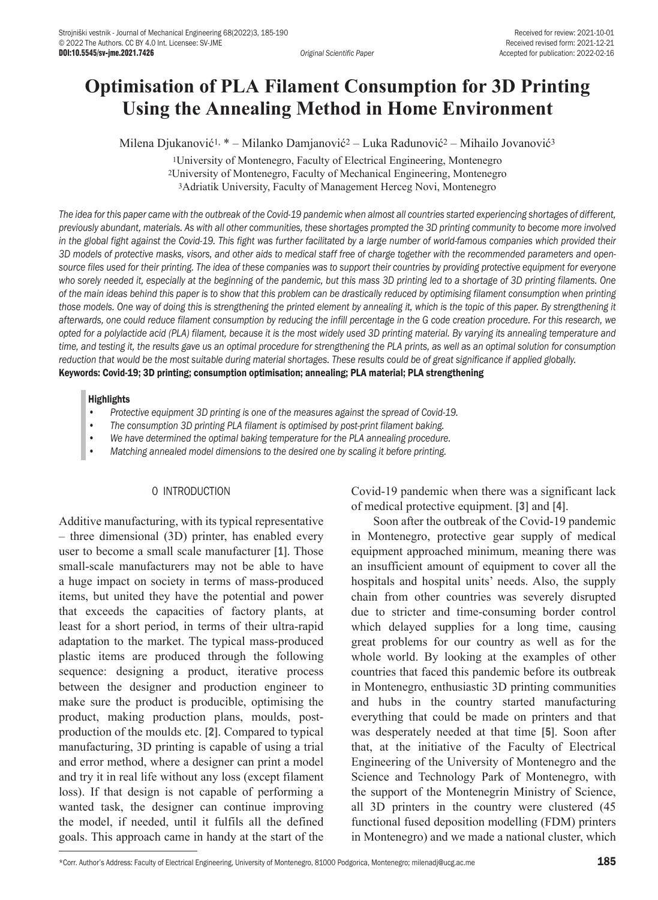# Optimisation of PLA Filament Consumption for 3D Printing Using the Annealing Method in Home Environment

Milena Djukanović[1,] * – Milanko Damjanović[2] – Luka Radunović[2] – Mihailo Jovanović[3]

[1]University of Montenegro, Faculty of Electrical Engineering, Montenegro
[2]University of Montenegro, Faculty of Mechanical Engineering, Montenegro
[3]Adriatik University, Faculty of Management Herceg Novi, Montenegro

*The idea for this paper came with the outbreak of the Covid-19 pandemic when almost all countries started experiencing shortages of different, previously abundant, materials. As with all other communities, these shortages prompted the 3D printing community to become more involved in the global fight against the Covid-19. This fight was further facilitated by a large number of world-famous companies which provided their 3D models of protective masks, visors, and other aids to medical staff free of charge together with the recommended parameters and open-source files used for their printing. The idea of these companies was to support their countries by providing protective equipment for everyone who sorely needed it, especially at the beginning of the pandemic, but this mass 3D printing led to a shortage of 3D printing filaments. One of the main ideas behind this paper is to show that this problem can be drastically reduced by optimising filament consumption when printing those models. One way of doing this is strengthening the printed element by annealing it, which is the topic of this paper. By strengthening it afterwards, one could reduce filament consumption by reducing the infill percentage in the G code creation procedure. For this research, we opted for a polylactide acid (PLA) filament, because it is the most widely used 3D printing material. By varying its annealing temperature and time, and testing it, the results gave us an optimal procedure for strengthening the PLA prints, as well as an optimal solution for consumption reduction that would be the most suitable during material shortages. These results could be of great significance if applied globally.*

**Keywords: Covid-19; 3D printing; consumption optimisation; annealing; PLA material; PLA strengthening**

**Highlights**

- *Protective equipment 3D printing is one of the measures against the spread of Covid-19.*
- *The consumption 3D printing PLA filament is optimised by post-print filament baking.*
- *We have determined the optimal baking temperature for the PLA annealing procedure.*
- *Matching annealed model dimensions to the desired one by scaling it before printing.*

## 0 INTRODUCTION

Additive manufacturing, with its typical representative – three dimensional (3D) printer, has enabled every user to become a small scale manufacturer [1]. Those small-scale manufacturers may not be able to have a huge impact on society in terms of mass-produced items, but united they have the potential and power that exceeds the capacities of factory plants, at least for a short period, in terms of their ultra-rapid adaptation to the market. The typical mass-produced plastic items are produced through the following sequence: designing a product, iterative process between the designer and production engineer to make sure the product is producible, optimising the product, making production plans, moulds, post-production of the moulds etc. [2]. Compared to typical manufacturing, 3D printing is capable of using a trial and error method, where a designer can print a model and try it in real life without any loss (except filament loss). If that design is not capable of performing a wanted task, the designer can continue improving the model, if needed, until it fulfils all the defined goals. This approach came in handy at the start of the Covid-19 pandemic when there was a significant lack of medical protective equipment. [3] and [4].

Soon after the outbreak of the Covid-19 pandemic in Montenegro, protective gear supply of medical equipment approached minimum, meaning there was an insufficient amount of equipment to cover all the hospitals and hospital units' needs. Also, the supply chain from other countries was severely disrupted due to stricter and time-consuming border control which delayed supplies for a long time, causing great problems for our country as well as for the whole world. By looking at the examples of other countries that faced this pandemic before its outbreak in Montenegro, enthusiastic 3D printing communities and hubs in the country started manufacturing everything that could be made on printers and that was desperately needed at that time [5]. Soon after that, at the initiative of the Faculty of Electrical Engineering of the University of Montenegro and the Science and Technology Park of Montenegro, with the support of the Montenegrin Ministry of Science, all 3D printers in the country were clustered (45 functional fused deposition modelling (FDM) printers in Montenegro) and we made a national cluster, which

*Corr. Author's Address: Faculty of Electrical Engineering, University of Montenegro, 81000 Podgorica, Montenegro; milenadj@ucg.ac.me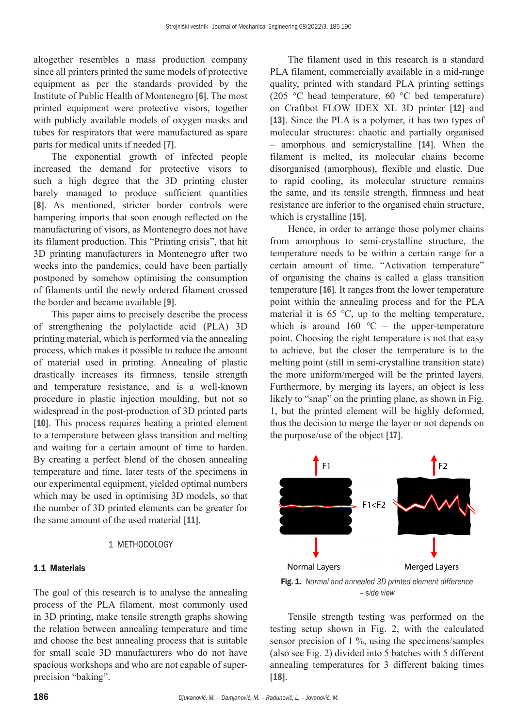altogether resembles a mass production company since all printers printed the same models of protective equipment as per the standards provided by the Institute of Public Health of Montenegro [6]. The most printed equipment were protective visors, together with publicly available models of oxygen masks and tubes for respirators that were manufactured as spare parts for medical units if needed [7].

The exponential growth of infected people increased the demand for protective visors to such a high degree that the 3D printing cluster barely managed to produce sufficient quantities [8]. As mentioned, stricter border controls were hampering imports that soon enough reflected on the manufacturing of visors, as Montenegro does not have its filament production. This "Printing crisis", that hit 3D printing manufacturers in Montenegro after two weeks into the pandemics, could have been partially postponed by somehow optimising the consumption of filaments until the newly ordered filament crossed the border and became available [9].

This paper aims to precisely describe the process of strengthening the polylactide acid (PLA) 3D printing material, which is performed via the annealing process, which makes it possible to reduce the amount of material used in printing. Annealing of plastic drastically increases its firmness, tensile strength and temperature resistance, and is a well-known procedure in plastic injection moulding, but not so widespread in the post-production of 3D printed parts [10]. This process requires heating a printed element to a temperature between glass transition and melting and waiting for a certain amount of time to harden. By creating a perfect blend of the chosen annealing temperature and time, later tests of the specimens in our experimental equipment, yielded optimal numbers which may be used in optimising 3D models, so that the number of 3D printed elements can be greater for the same amount of the used material [11].

# 1 METHODOLOGY

## 1.1 Materials

The goal of this research is to analyse the annealing process of the PLA filament, most commonly used in 3D printing, make tensile strength graphs showing the relation between annealing temperature and time and choose the best annealing process that is suitable for small scale 3D manufacturers who do not have spacious workshops and who are not capable of super-precision "baking".

The filament used in this research is a standard PLA filament, commercially available in a mid-range quality, printed with standard PLA printing settings (205 °C head temperature, 60 °C bed temperature) on Craftbot FLOW IDEX XL 3D printer [12] and [13]. Since the PLA is a polymer, it has two types of molecular structures: chaotic and partially organised – amorphous and semicrystalline [14]. When the filament is melted, its molecular chains become disorganised (amorphous), flexible and elastic. Due to rapid cooling, its molecular structure remains the same, and its tensile strength, firmness and heat resistance are inferior to the organised chain structure, which is crystalline [15].

Hence, in order to arrange those polymer chains from amorphous to semi-crystalline structure, the temperature needs to be within a certain range for a certain amount of time. "Activation temperature" of organising the chains is called a glass transition temperature [16]. It ranges from the lower temperature point within the annealing process and for the PLA material it is 65 °C, up to the melting temperature, which is around 160 °C – the upper-temperature point. Choosing the right temperature is not that easy to achieve, but the closer the temperature is to the melting point (still in semi-crystalline transition state) the more uniform/merged will be the printed layers. Furthermore, by merging its layers, an object is less likely to "snap" on the printing plane, as shown in Fig. 1, but the printed element will be highly deformed, thus the decision to merge the layer or not depends on the purpose/use of the object [17].

F1 F2 F1<F2 Normal Layers Merged Layers

**Fig. 1.** *Normal and annealed 3D printed element difference – side view*

Tensile strength testing was performed on the testing setup shown in Fig. 2, with the calculated sensor precision of 1 %, using the specimens/samples (also see Fig. 2) divided into 5 batches with 5 different annealing temperatures for 3 different baking times [18].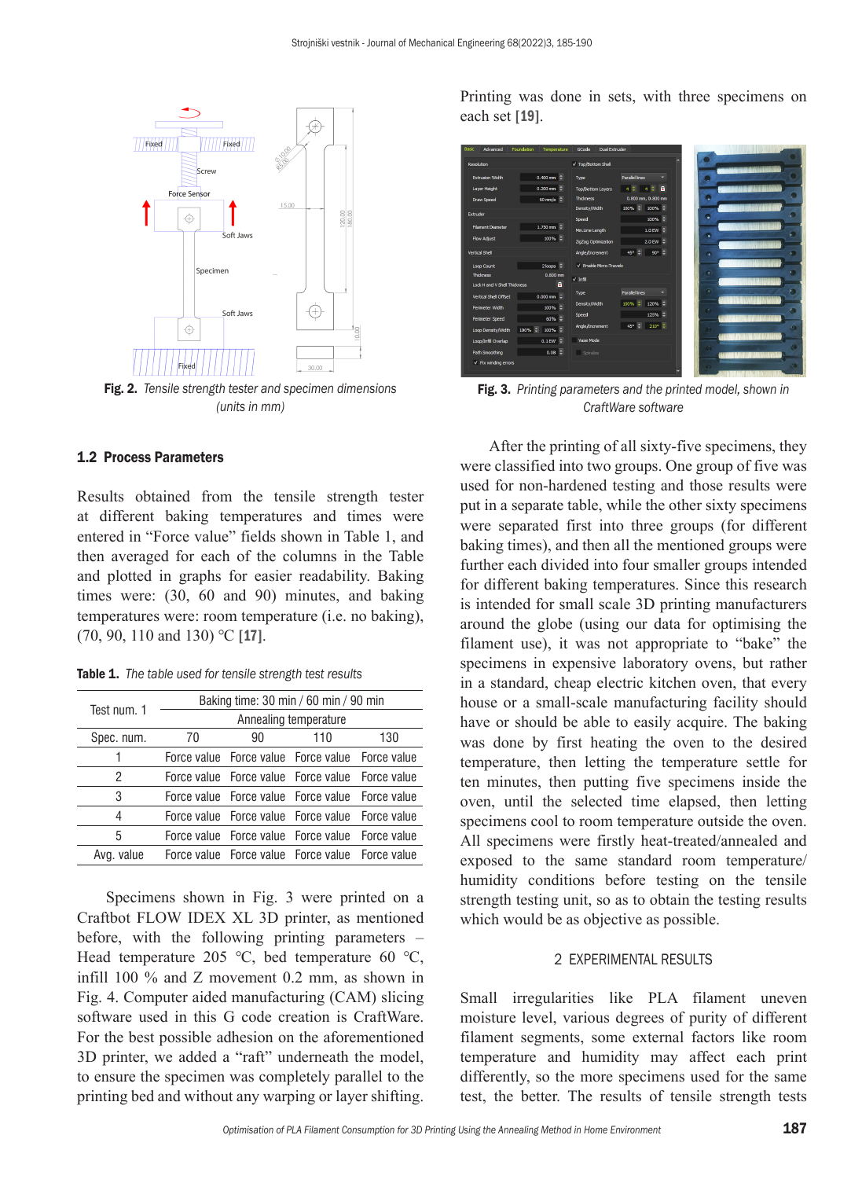Fig. 2. *Tensile strength tester and specimen dimensions (units in mm)*

### 1.2 Process Parameters

Results obtained from the tensile strength tester at different baking temperatures and times were entered in "Force value" fields shown in Table 1, and then averaged for each of the columns in the Table and plotted in graphs for easier readability. Baking times were: (30, 60 and 90) minutes, and baking temperatures were: room temperature (i.e. no baking), (70, 90, 110 and 130) °C [17].

**Table 1.** *The table used for tensile strength test results*

| Test num. 1 | Baking time: 30 min / 60 min / 90 min | | | |
|---|---|---|---|---|
| | Annealing temperature | | | |
| Spec. num. | 70 | 90 | 110 | 130 |
| 1 | Force value | Force value | Force value | Force value |
| 2 | Force value | Force value | Force value | Force value |
| 3 | Force value | Force value | Force value | Force value |
| 4 | Force value | Force value | Force value | Force value |
| 5 | Force value | Force value | Force value | Force value |
| Avg. value | Force value | Force value | Force value | Force value |

Specimens shown in Fig. 3 were printed on a Craftbot FLOW IDEX XL 3D printer, as mentioned before, with the following printing parameters – Head temperature 205 °C, bed temperature 60 °C, infill 100 % and Z movement 0.2 mm, as shown in Fig. 4. Computer aided manufacturing (CAM) slicing software used in this G code creation is CraftWare. For the best possible adhesion on the aforementioned 3D printer, we added a "raft" underneath the model, to ensure the specimen was completely parallel to the printing bed and without any warping or layer shifting. Printing was done in sets, with three specimens on each set [19].

Fig. 3. *Printing parameters and the printed model, shown in CraftWare software*

After the printing of all sixty-five specimens, they were classified into two groups. One group of five was used for non-hardened testing and those results were put in a separate table, while the other sixty specimens were separated first into three groups (for different baking times), and then all the mentioned groups were further each divided into four smaller groups intended for different baking temperatures. Since this research is intended for small scale 3D printing manufacturers around the globe (using our data for optimising the filament use), it was not appropriate to "bake" the specimens in expensive laboratory ovens, but rather in a standard, cheap electric kitchen oven, that every house or a small-scale manufacturing facility should have or should be able to easily acquire. The baking was done by first heating the oven to the desired temperature, then letting the temperature settle for ten minutes, then putting five specimens inside the oven, until the selected time elapsed, then letting specimens cool to room temperature outside the oven. All specimens were firstly heat-treated/annealed and exposed to the same standard room temperature/humidity conditions before testing on the tensile strength testing unit, so as to obtain the testing results which would be as objective as possible.

## 2 EXPERIMENTAL RESULTS

Small irregularities like PLA filament uneven moisture level, various degrees of purity of different filament segments, some external factors like room temperature and humidity may affect each print differently, so the more specimens used for the same test, the better. The results of tensile strength tests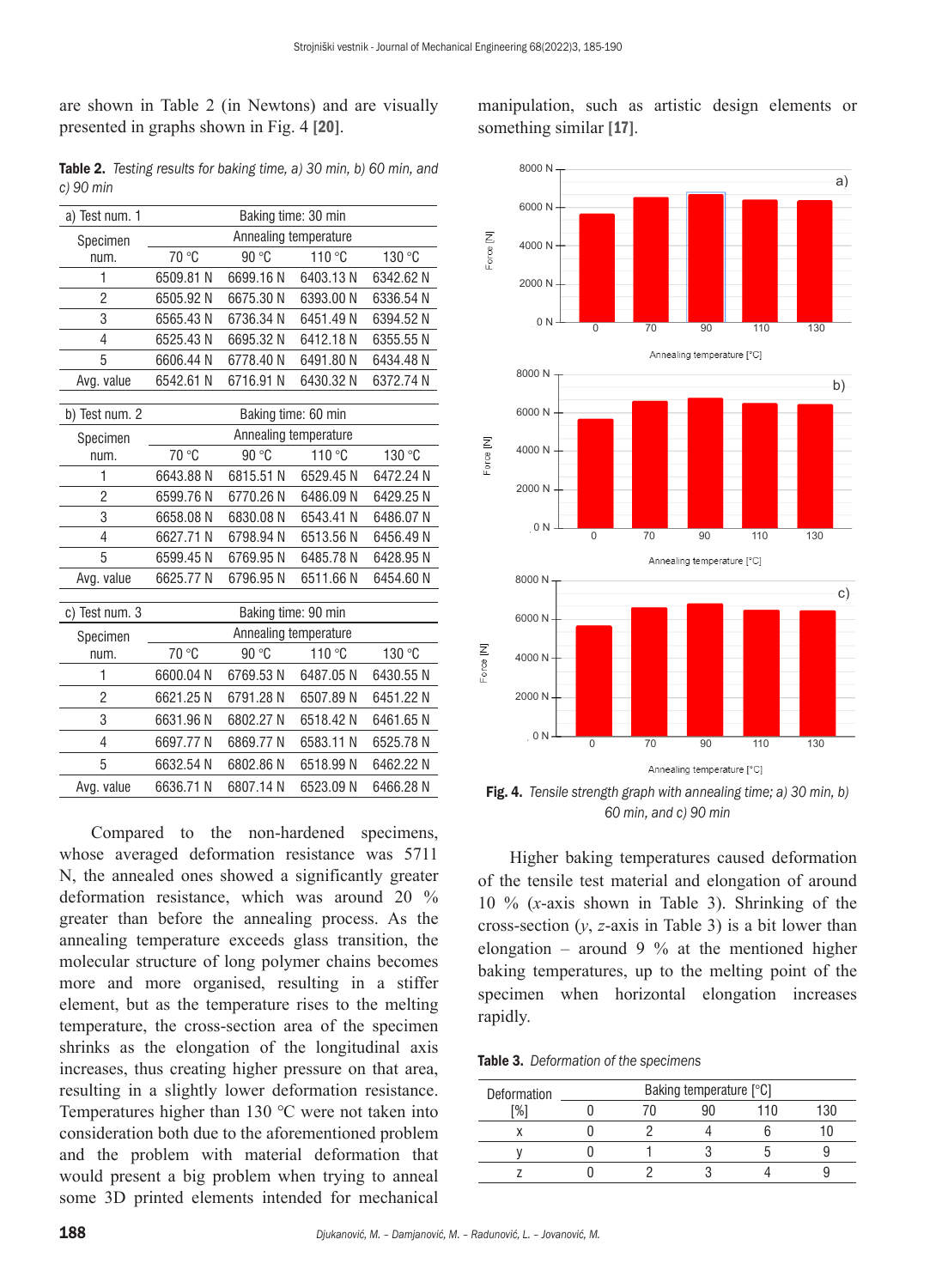are shown in Table 2 (in Newtons) and are visually presented in graphs shown in Fig. 4 **[20]**.

**Table 2.** *Testing results for baking time, a) 30 min, b) 60 min, and c) 90 min*

| a) Test num. 1 | Baking time: 30 min | | | |
|---|---|---|---|---|
| Specimen num. | Annealing temperature | | | |
| | 70 °C | 90 °C | 110 °C | 130 °C |
| 1 | 6509.81 N | 6699.16 N | 6403.13 N | 6342.62 N |
| 2 | 6505.92 N | 6675.30 N | 6393.00 N | 6336.54 N |
| 3 | 6565.43 N | 6736.34 N | 6451.49 N | 6394.52 N |
| 4 | 6525.43 N | 6695.32 N | 6412.18 N | 6355.55 N |
| 5 | 6606.44 N | 6778.40 N | 6491.80 N | 6434.48 N |
| Avg. value | 6542.61 N | 6716.91 N | 6430.32 N | 6372.74 N |

| b) Test num. 2 | Baking time: 60 min | | | |
|---|---|---|---|---|
| Specimen num. | Annealing temperature | | | |
| | 70 °C | 90 °C | 110 °C | 130 °C |
| 1 | 6643.88 N | 6815.51 N | 6529.45 N | 6472.24 N |
| 2 | 6599.76 N | 6770.26 N | 6486.09 N | 6429.25 N |
| 3 | 6658.08 N | 6830.08 N | 6543.41 N | 6486.07 N |
| 4 | 6627.71 N | 6798.94 N | 6513.56 N | 6456.49 N |
| 5 | 6599.45 N | 6769.95 N | 6485.78 N | 6428.95 N |
| Avg. value | 6625.77 N | 6796.95 N | 6511.66 N | 6454.60 N |

| c) Test num. 3 | Baking time: 90 min | | | |
|---|---|---|---|---|
| Specimen num. | Annealing temperature | | | |
| | 70 °C | 90 °C | 110 °C | 130 °C |
| 1 | 6600.04 N | 6769.53 N | 6487.05 N | 6430.55 N |
| 2 | 6621.25 N | 6791.28 N | 6507.89 N | 6451.22 N |
| 3 | 6631.96 N | 6802.27 N | 6518.42 N | 6461.65 N |
| 4 | 6697.77 N | 6869.77 N | 6583.11 N | 6525.78 N |
| 5 | 6632.54 N | 6802.86 N | 6518.99 N | 6462.22 N |
| Avg. value | 6636.71 N | 6807.14 N | 6523.09 N | 6466.28 N |

Compared to the non-hardened specimens, whose averaged deformation resistance was 5711 N, the annealed ones showed a significantly greater deformation resistance, which was around 20 % greater than before the annealing process. As the annealing temperature exceeds glass transition, the molecular structure of long polymer chains becomes more and more organised, resulting in a stiffer element, but as the temperature rises to the melting temperature, the cross-section area of the specimen shrinks as the elongation of the longitudinal axis increases, thus creating higher pressure on that area, resulting in a slightly lower deformation resistance. Temperatures higher than 130 °C were not taken into consideration both due to the aforementioned problem and the problem with material deformation that would present a big problem when trying to anneal some 3D printed elements intended for mechanical manipulation, such as artistic design elements or something similar **[17]**.

**Fig. 4.** *Tensile strength graph with annealing time; a) 30 min, b) 60 min, and c) 90 min*

Higher baking temperatures caused deformation of the tensile test material and elongation of around 10 % (*x*-axis shown in Table 3). Shrinking of the cross-section (*y*, *z*-axis in Table 3) is a bit lower than elongation – around 9 % at the mentioned higher baking temperatures, up to the melting point of the specimen when horizontal elongation increases rapidly.

**Table 3.** *Deformation of the specimens*

| Deformation [%] | Baking temperature [°C] | | | | |
|---|---|---|---|---|---|
| | 0 | 70 | 90 | 110 | 130 |
| x | 0 | 2 | 4 | 6 | 10 |
| y | 0 | 1 | 3 | 5 | 9 |
| z | 0 | 2 | 3 | 4 | 9 |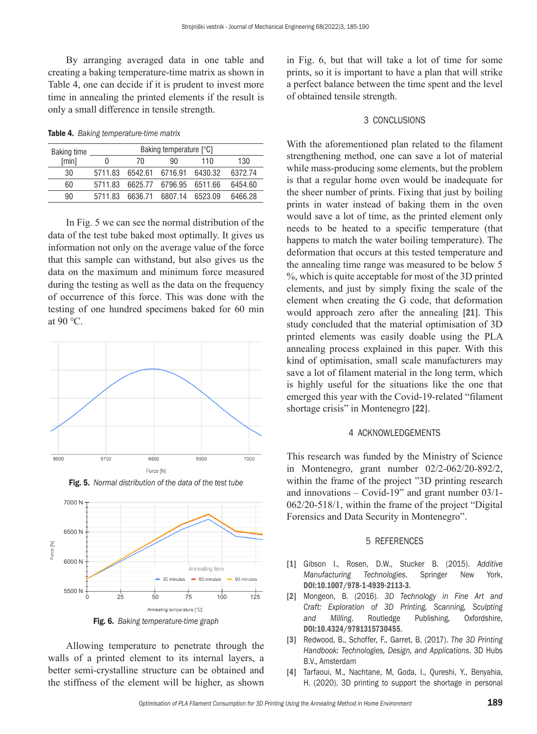By arranging averaged data in one table and creating a baking temperature-time matrix as shown in Table 4, one can decide if it is prudent to invest more time in annealing the printed elements if the result is only a small difference in tensile strength.

**Table 4.** *Baking temperature-time matrix*

| Baking time [min] | Baking temperature [°C] | | | | |
|---|---|---|---|---|---|
| | 0 | 70 | 90 | 110 | 130 |
| 30 | 5711.83 | 6542.61 | 6716.91 | 6430.32 | 6372.74 |
| 60 | 5711.83 | 6625.77 | 6796.95 | 6511.66 | 6454.60 |
| 90 | 5711.83 | 6636.71 | 6807.14 | 6523.09 | 6466.28 |

In Fig. 5 we can see the normal distribution of the data of the test tube baked most optimally. It gives us information not only on the average value of the force that this sample can withstand, but also gives us the data on the maximum and minimum force measured during the testing as well as the data on the frequency of occurrence of this force. This was done with the testing of one hundred specimens baked for 60 min at 90 °C.

**Fig. 5.** *Normal distribution of the data of the test tube*

**Fig. 6.** *Baking temperature-time graph*

Allowing temperature to penetrate through the walls of a printed element to its internal layers, a better semi-crystalline structure can be obtained and the stiffness of the element will be higher, as shown in Fig. 6, but that will take a lot of time for some prints, so it is important to have a plan that will strike a perfect balance between the time spent and the level of obtained tensile strength.

## 3 CONCLUSIONS

With the aforementioned plan related to the filament strengthening method, one can save a lot of material while mass-producing some elements, but the problem is that a regular home oven would be inadequate for the sheer number of prints. Fixing that just by boiling prints in water instead of baking them in the oven would save a lot of time, as the printed element only needs to be heated to a specific temperature (that happens to match the water boiling temperature). The deformation that occurs at this tested temperature and the annealing time range was measured to be below 5 %, which is quite acceptable for most of the 3D printed elements, and just by simply fixing the scale of the element when creating the G code, that deformation would approach zero after the annealing **[21]**. This study concluded that the material optimisation of 3D printed elements was easily doable using the PLA annealing process explained in this paper. With this kind of optimisation, small scale manufacturers may save a lot of filament material in the long term, which is highly useful for the situations like the one that emerged this year with the Covid-19-related "filament shortage crisis" in Montenegro **[22]**.

## 4 ACKNOWLEDGEMENTS

This research was funded by the Ministry of Science in Montenegro, grant number 02/2-062/20-892/2, within the frame of the project "3D printing research and innovations – Covid-19" and grant number 03/1-062/20-518/1, within the frame of the project "Digital Forensics and Data Security in Montenegro".

## 5 REFERENCES

**[1]** Gibson I., Rosen, D.W., Stucker B. (2015). *Additive Manufacturing Technologies*. Springer New York, **DOI:10.1007/978-1-4939-2113-3**.

**[2]** Mongeon, B. (2016). *3D Technology in Fine Art and Craft: Exploration of 3D Printing, Scanning, Sculpting and Milling*. Routledge Publishing, Oxfordshire, **DOI:10.4324/9781315730455**.

**[3]** Redwood, B., Schoffer, F., Garret, B. (2017). *The 3D Printing Handbook: Technologies, Design, and Applications*. 3D Hubs B.V., Amsterdam

**[4]** Tarfaoui, M., Nachtane, M, Goda, I., Qureshi, Y., Benyahia, H. (2020). 3D printing to support the shortage in personal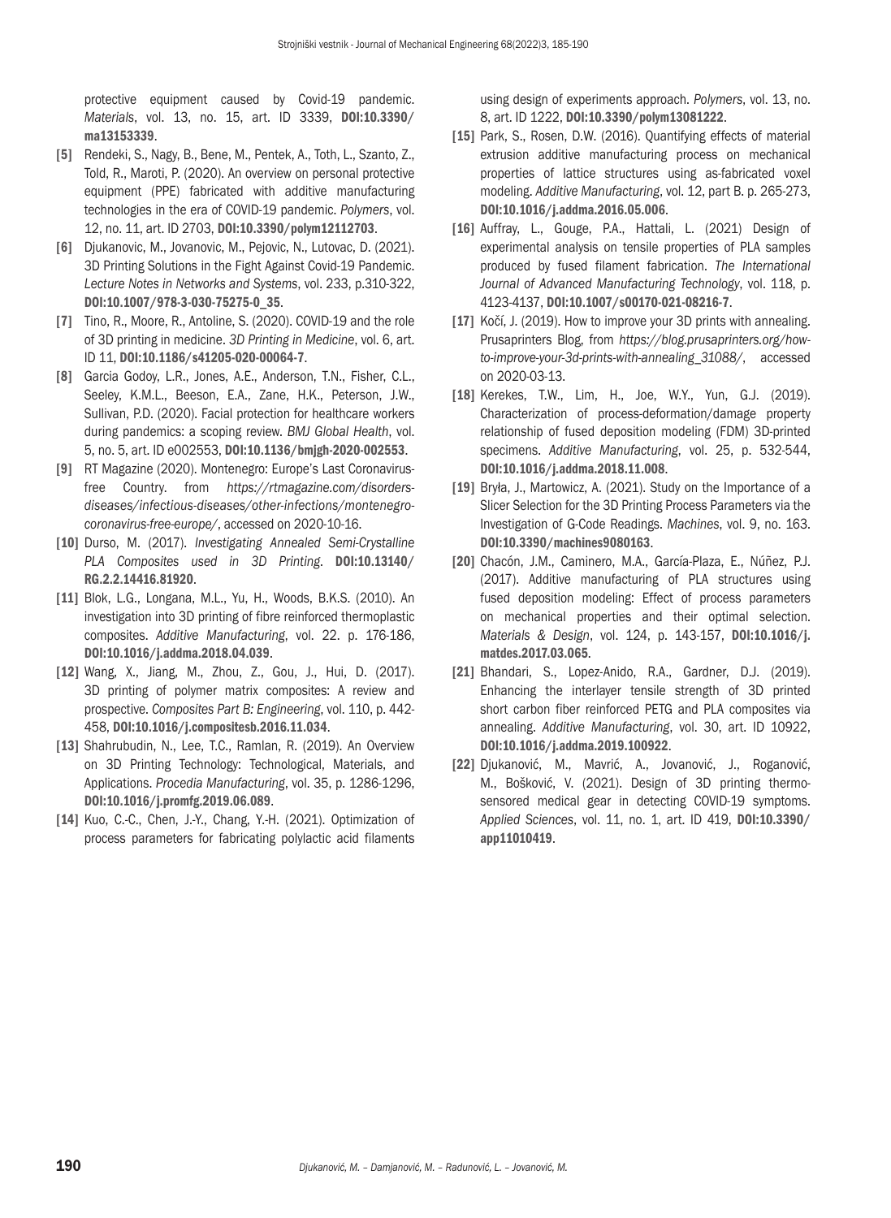protective equipment caused by Covid-19 pandemic. *Materials*, vol. 13, no. 15, art. ID 3339, **DOI:10.3390/ma13153339**.

**[5]** Rendeki, S., Nagy, B., Bene, M., Pentek, A., Toth, L., Szanto, Z., Told, R., Maroti, P. (2020). An overview on personal protective equipment (PPE) fabricated with additive manufacturing technologies in the era of COVID-19 pandemic. *Polymers*, vol. 12, no. 11, art. ID 2703, **DOI:10.3390/polym12112703**.

**[6]** Djukanovic, M., Jovanovic, M., Pejovic, N., Lutovac, D. (2021). 3D Printing Solutions in the Fight Against Covid-19 Pandemic. *Lecture Notes in Networks and Systems*, vol. 233, p.310-322, **DOI:10.1007/978-3-030-75275-0_35**.

**[7]** Tino, R., Moore, R., Antoline, S. (2020). COVID-19 and the role of 3D printing in medicine. *3D Printing in Medicine*, vol. 6, art. ID 11, **DOI:10.1186/s41205-020-00064-7**.

**[8]** Garcia Godoy, L.R., Jones, A.E., Anderson, T.N., Fisher, C.L., Seeley, K.M.L., Beeson, E.A., Zane, H.K., Peterson, J.W., Sullivan, P.D. (2020). Facial protection for healthcare workers during pandemics: a scoping review. *BMJ Global Health*, vol. 5, no. 5, art. ID e002553, **DOI:10.1136/bmjgh-2020-002553**.

**[9]** RT Magazine (2020). Montenegro: Europe's Last Coronavirus-free Country. from *https://rtmagazine.com/disorders-diseases/infectious-diseases/other-infections/montenegro-coronavirus-free-europe/*, accessed on 2020-10-16.

**[10]** Durso, M. (2017). *Investigating Annealed Semi-Crystalline PLA Composites used in 3D Printing*. **DOI:10.13140/RG.2.2.14416.81920**.

**[11]** Blok, L.G., Longana, M.L., Yu, H., Woods, B.K.S. (2010). An investigation into 3D printing of fibre reinforced thermoplastic composites. *Additive Manufacturing*, vol. 22. p. 176-186, **DOI:10.1016/j.addma.2018.04.039**.

**[12]** Wang, X., Jiang, M., Zhou, Z., Gou, J., Hui, D. (2017). 3D printing of polymer matrix composites: A review and prospective. *Composites Part B: Engineering*, vol. 110, p. 442-458, **DOI:10.1016/j.compositesb.2016.11.034**.

**[13]** Shahrubudin, N., Lee, T.C., Ramlan, R. (2019). An Overview on 3D Printing Technology: Technological, Materials, and Applications. *Procedia Manufacturing*, vol. 35, p. 1286-1296, **DOI:10.1016/j.promfg.2019.06.089**.

**[14]** Kuo, C.-C., Chen, J.-Y., Chang, Y.-H. (2021). Optimization of process parameters for fabricating polylactic acid filaments using design of experiments approach. *Polymers*, vol. 13, no. 8, art. ID 1222, **DOI:10.3390/polym13081222**.

**[15]** Park, S., Rosen, D.W. (2016). Quantifying effects of material extrusion additive manufacturing process on mechanical properties of lattice structures using as-fabricated voxel modeling. *Additive Manufacturing*, vol. 12, part B. p. 265-273, **DOI:10.1016/j.addma.2016.05.006**.

**[16]** Auffray, L., Gouge, P.A., Hattali, L. (2021) Design of experimental analysis on tensile properties of PLA samples produced by fused filament fabrication. *The International Journal of Advanced Manufacturing Technology*, vol. 118, p. 4123-4137, **DOI:10.1007/s00170-021-08216-7**.

**[17]** Kočí, J. (2019). How to improve your 3D prints with annealing. Prusaprinters Blog, from *https://blog.prusaprinters.org/how-to-improve-your-3d-prints-with-annealing_31088/*, accessed on 2020-03-13.

**[18]** Kerekes, T.W., Lim, H., Joe, W.Y., Yun, G.J. (2019). Characterization of process-deformation/damage property relationship of fused deposition modeling (FDM) 3D-printed specimens. *Additive Manufacturing*, vol. 25, p. 532-544, **DOI:10.1016/j.addma.2018.11.008**.

**[19]** Bryła, J., Martowicz, A. (2021). Study on the Importance of a Slicer Selection for the 3D Printing Process Parameters via the Investigation of G-Code Readings. *Machines*, vol. 9, no. 163. **DOI:10.3390/machines9080163**.

**[20]** Chacón, J.M., Caminero, M.A., García-Plaza, E., Núñez, P.J. (2017). Additive manufacturing of PLA structures using fused deposition modeling: Effect of process parameters on mechanical properties and their optimal selection. *Materials & Design*, vol. 124, p. 143-157, **DOI:10.1016/j.matdes.2017.03.065**.

**[21]** Bhandari, S., Lopez-Anido, R.A., Gardner, D.J. (2019). Enhancing the interlayer tensile strength of 3D printed short carbon fiber reinforced PETG and PLA composites via annealing. *Additive Manufacturing*, vol. 30, art. ID 10922, **DOI:10.1016/j.addma.2019.100922**.

**[22]** Djukanović, M., Mavrić, A., Jovanović, J., Roganović, M., Bošković, V. (2021). Design of 3D printing thermo-sensored medical gear in detecting COVID-19 symptoms. *Applied Sciences*, vol. 11, no. 1, art. ID 419, **DOI:10.3390/app11010419**.